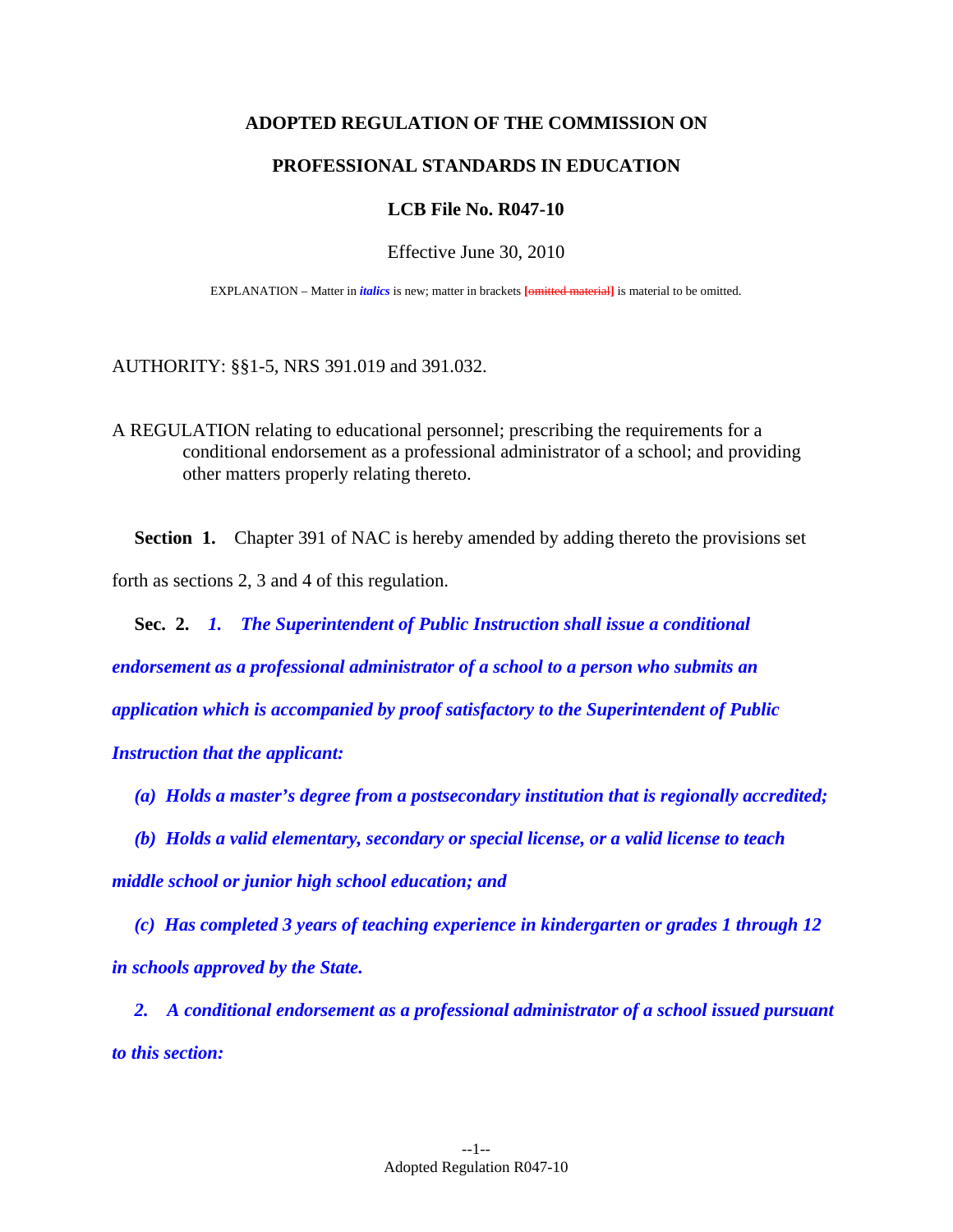**ADOPTED REGULATION OF THE COMMISSION ON**

**PROFESSIONAL STANDARDS IN EDUCATION**

**LCB File No. R047-10**

Effective June 30, 2010

EXPLANATION – Matter in ***italics*** is new; matter in brackets **[~~omitted material~~]** is material to be omitted.

AUTHORITY: §§1-5, NRS 391.019 and 391.032.

A REGULATION relating to educational personnel; prescribing the requirements for a conditional endorsement as a professional administrator of a school; and providing other matters properly relating thereto.

**Section 1.** Chapter 391 of NAC is hereby amended by adding thereto the provisions set forth as sections 2, 3 and 4 of this regulation.

**Sec. 2.** ***1. The Superintendent of Public Instruction shall issue a conditional endorsement as a professional administrator of a school to a person who submits an application which is accompanied by proof satisfactory to the Superintendent of Public Instruction that the applicant:***

***(a) Holds a master's degree from a postsecondary institution that is regionally accredited;***

***(b) Holds a valid elementary, secondary or special license, or a valid license to teach middle school or junior high school education; and***

***(c) Has completed 3 years of teaching experience in kindergarten or grades 1 through 12 in schools approved by the State.***

***2. A conditional endorsement as a professional administrator of a school issued pursuant to this section:***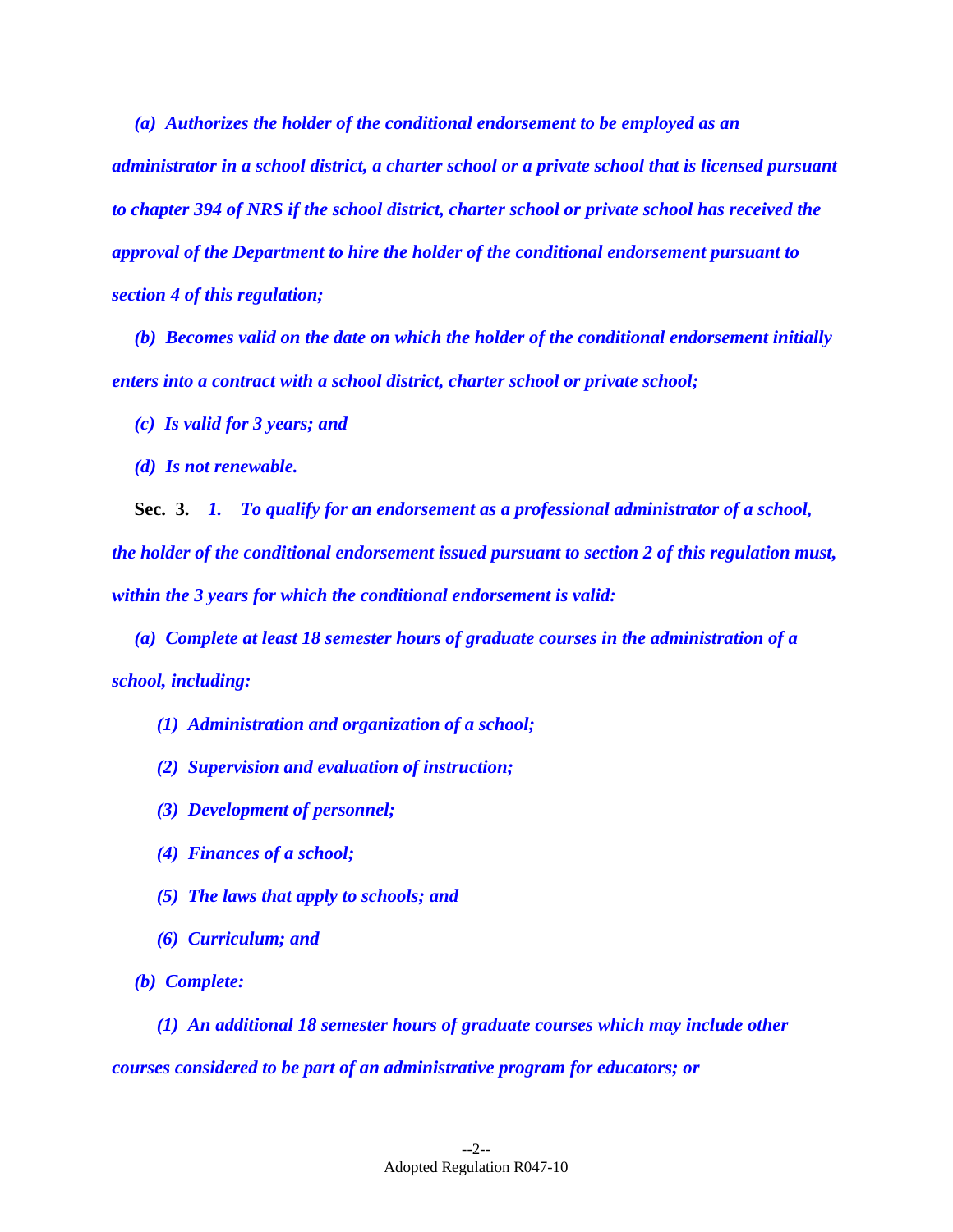*(a) Authorizes the holder of the conditional endorsement to be employed as an administrator in a school district, a charter school or a private school that is licensed pursuant to chapter 394 of NRS if the school district, charter school or private school has received the approval of the Department to hire the holder of the conditional endorsement pursuant to section 4 of this regulation;*

*(b) Becomes valid on the date on which the holder of the conditional endorsement initially enters into a contract with a school district, charter school or private school;*

*(c) Is valid for 3 years; and*

*(d) Is not renewable.*

**Sec. 3.** *1. To qualify for an endorsement as a professional administrator of a school, the holder of the conditional endorsement issued pursuant to section 2 of this regulation must, within the 3 years for which the conditional endorsement is valid:*

*(a) Complete at least 18 semester hours of graduate courses in the administration of a school, including:*

*(1) Administration and organization of a school;*

*(2) Supervision and evaluation of instruction;*

*(3) Development of personnel;*

*(4) Finances of a school;*

*(5) The laws that apply to schools; and*

*(6) Curriculum; and*

*(b) Complete:*

*(1) An additional 18 semester hours of graduate courses which may include other courses considered to be part of an administrative program for educators; or*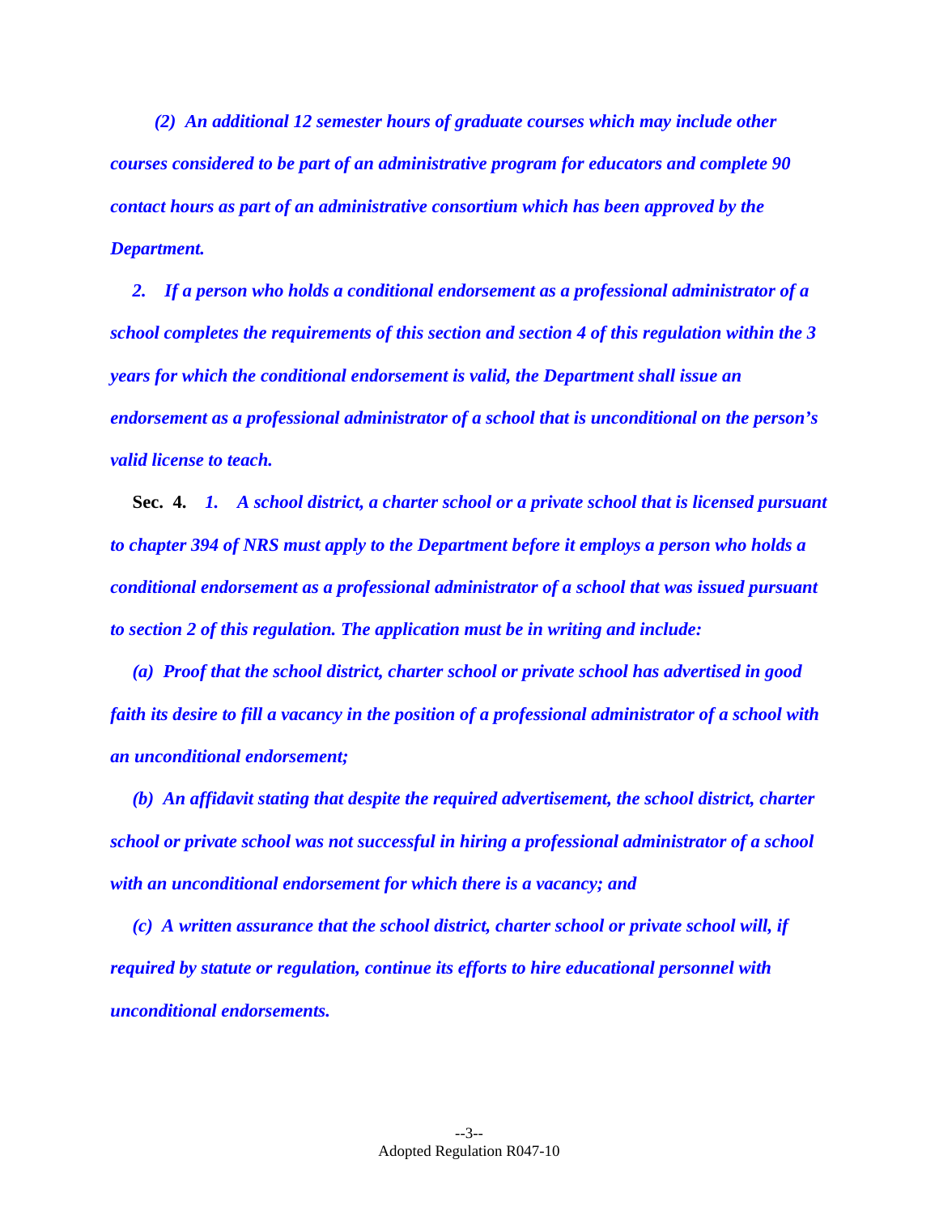*(2) An additional 12 semester hours of graduate courses which may include other courses considered to be part of an administrative program for educators and complete 90 contact hours as part of an administrative consortium which has been approved by the Department.*

***2. If a person who holds a conditional endorsement as a professional administrator of a school completes the requirements of this section and section 4 of this regulation within the 3 years for which the conditional endorsement is valid, the Department shall issue an endorsement as a professional administrator of a school that is unconditional on the person's valid license to teach.***

**Sec. 4.** ***1. A school district, a charter school or a private school that is licensed pursuant to chapter 394 of NRS must apply to the Department before it employs a person who holds a conditional endorsement as a professional administrator of a school that was issued pursuant to section 2 of this regulation. The application must be in writing and include:***

***(a) Proof that the school district, charter school or private school has advertised in good faith its desire to fill a vacancy in the position of a professional administrator of a school with an unconditional endorsement;***

***(b) An affidavit stating that despite the required advertisement, the school district, charter school or private school was not successful in hiring a professional administrator of a school with an unconditional endorsement for which there is a vacancy; and***

***(c) A written assurance that the school district, charter school or private school will, if required by statute or regulation, continue its efforts to hire educational personnel with unconditional endorsements.***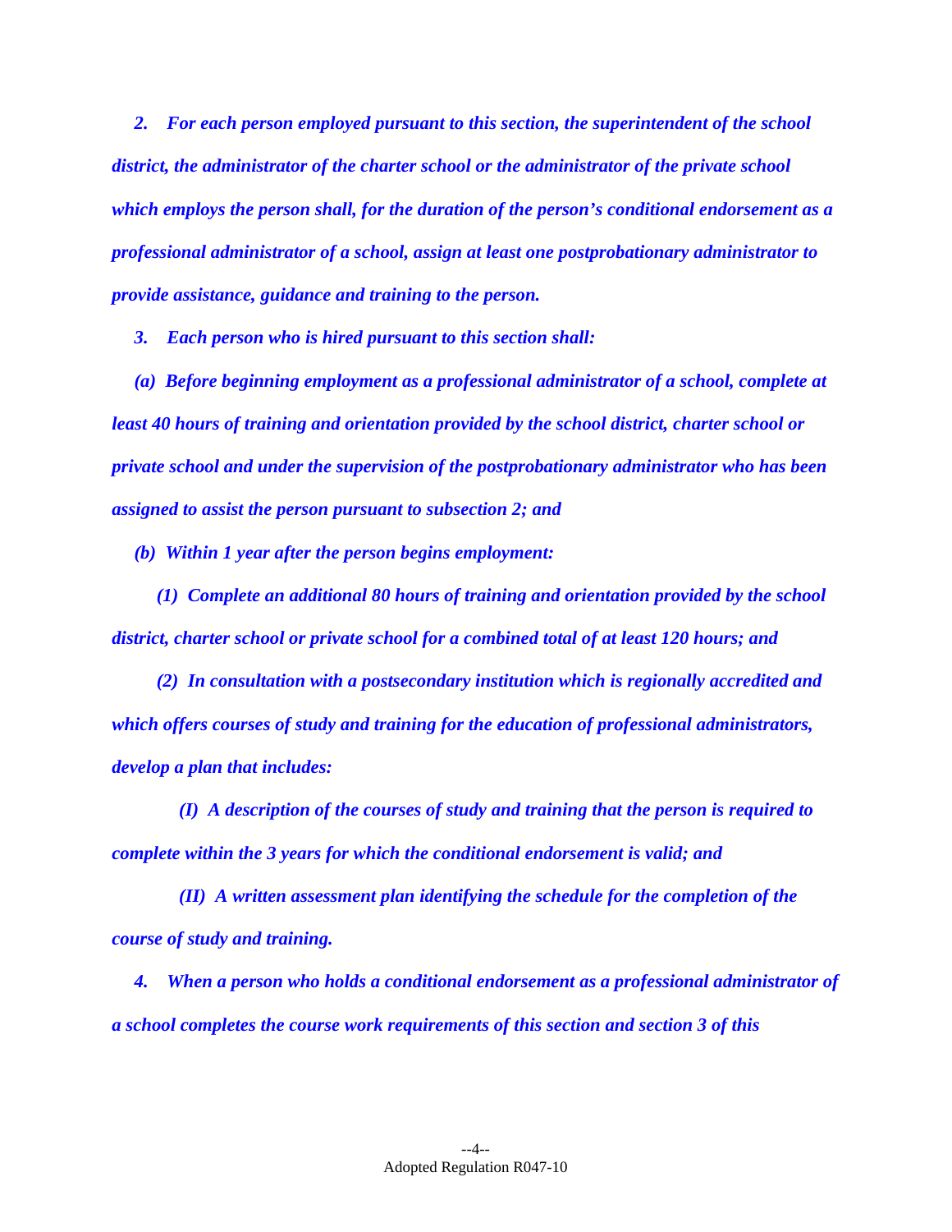***2. For each person employed pursuant to this section, the superintendent of the school district, the administrator of the charter school or the administrator of the private school which employs the person shall, for the duration of the person's conditional endorsement as a professional administrator of a school, assign at least one postprobationary administrator to provide assistance, guidance and training to the person.***

***3. Each person who is hired pursuant to this section shall:***

***(a) Before beginning employment as a professional administrator of a school, complete at least 40 hours of training and orientation provided by the school district, charter school or private school and under the supervision of the postprobationary administrator who has been assigned to assist the person pursuant to subsection 2; and***

***(b) Within 1 year after the person begins employment:***

***(1) Complete an additional 80 hours of training and orientation provided by the school district, charter school or private school for a combined total of at least 120 hours; and***

***(2) In consultation with a postsecondary institution which is regionally accredited and which offers courses of study and training for the education of professional administrators, develop a plan that includes:***

***(I) A description of the courses of study and training that the person is required to complete within the 3 years for which the conditional endorsement is valid; and***

***(II) A written assessment plan identifying the schedule for the completion of the course of study and training.***

***4. When a person who holds a conditional endorsement as a professional administrator of a school completes the course work requirements of this section and section 3 of this***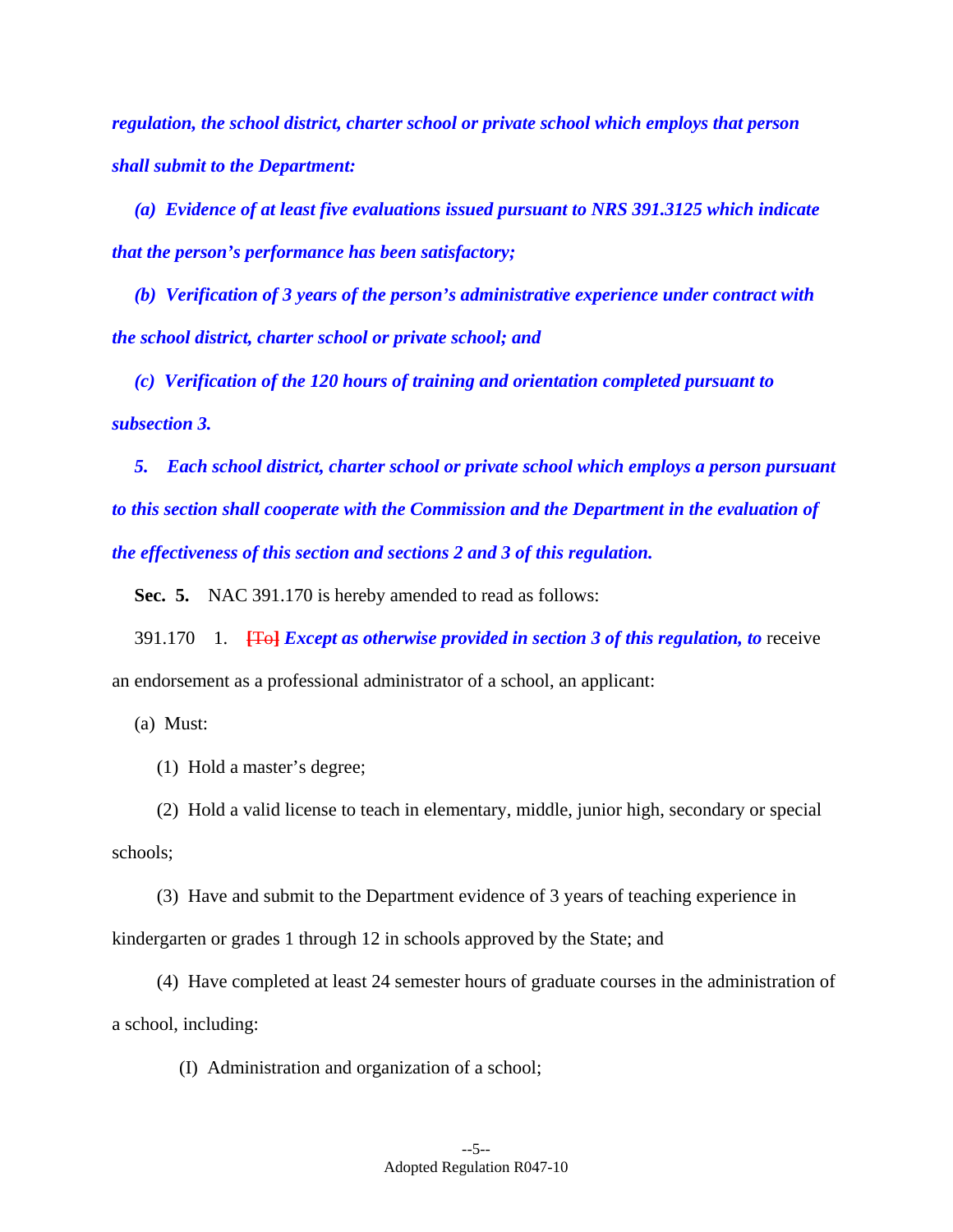***regulation, the school district, charter school or private school which employs that person shall submit to the Department:***

***(a) Evidence of at least five evaluations issued pursuant to NRS 391.3125 which indicate that the person's performance has been satisfactory;***

***(b) Verification of 3 years of the person's administrative experience under contract with the school district, charter school or private school; and***

***(c) Verification of the 120 hours of training and orientation completed pursuant to subsection 3.***

***5. Each school district, charter school or private school which employs a person pursuant to this section shall cooperate with the Commission and the Department in the evaluation of the effectiveness of this section and sections 2 and 3 of this regulation.***

**Sec. 5.** NAC 391.170 is hereby amended to read as follows:

391.170 1. **[To]** ***Except as otherwise provided in section 3 of this regulation, to*** receive an endorsement as a professional administrator of a school, an applicant:

(a) Must:

(1) Hold a master's degree;

(2) Hold a valid license to teach in elementary, middle, junior high, secondary or special schools;

(3) Have and submit to the Department evidence of 3 years of teaching experience in kindergarten or grades 1 through 12 in schools approved by the State; and

(4) Have completed at least 24 semester hours of graduate courses in the administration of a school, including:

(I) Administration and organization of a school;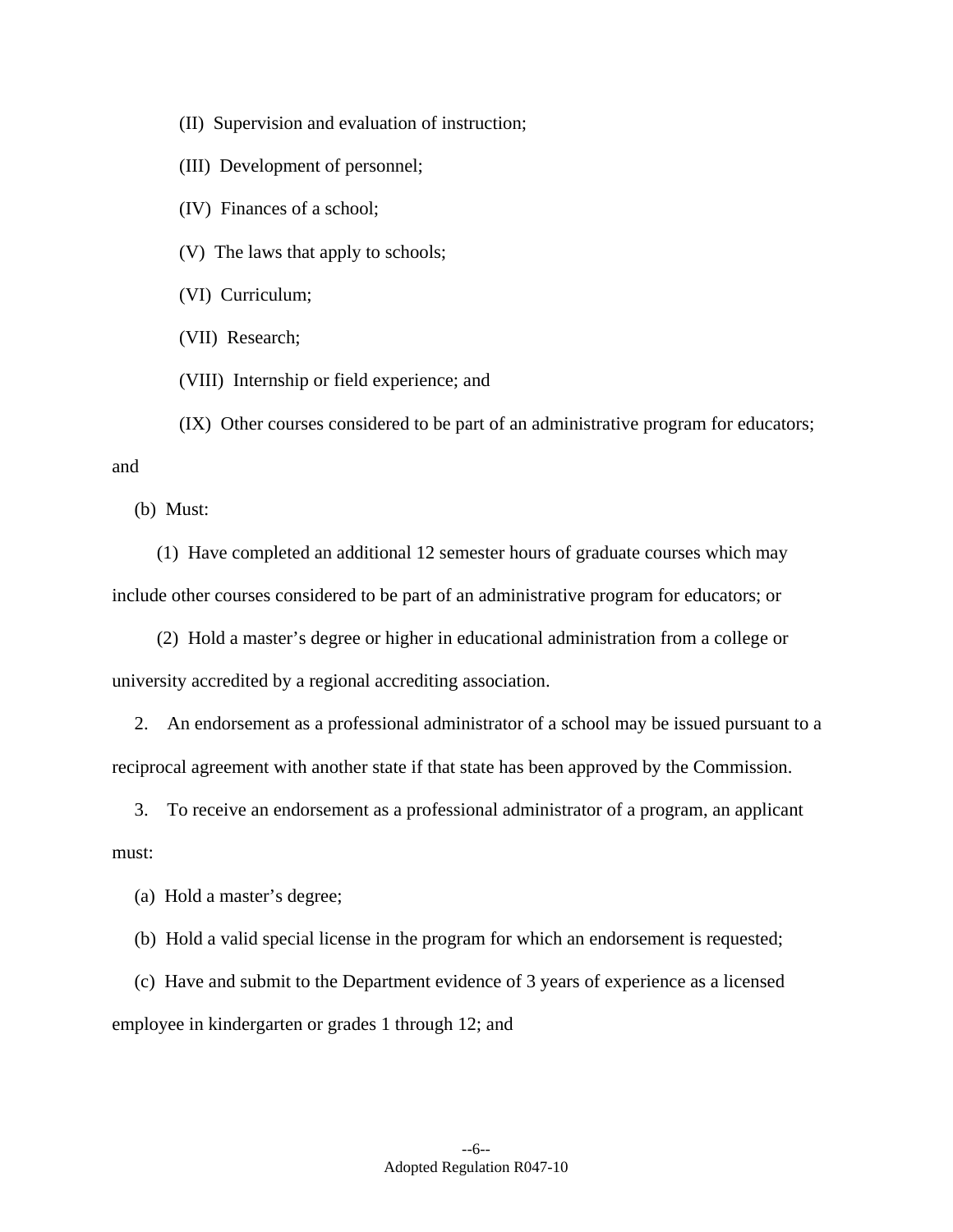(II) Supervision and evaluation of instruction;

(III) Development of personnel;

(IV) Finances of a school;

(V) The laws that apply to schools;

(VI) Curriculum;

(VII) Research;

(VIII) Internship or field experience; and

(IX) Other courses considered to be part of an administrative program for educators; and

(b) Must:

(1) Have completed an additional 12 semester hours of graduate courses which may include other courses considered to be part of an administrative program for educators; or

(2) Hold a master's degree or higher in educational administration from a college or university accredited by a regional accrediting association.

2. An endorsement as a professional administrator of a school may be issued pursuant to a reciprocal agreement with another state if that state has been approved by the Commission.

3. To receive an endorsement as a professional administrator of a program, an applicant must:

(a) Hold a master's degree;

(b) Hold a valid special license in the program for which an endorsement is requested;

(c) Have and submit to the Department evidence of 3 years of experience as a licensed employee in kindergarten or grades 1 through 12; and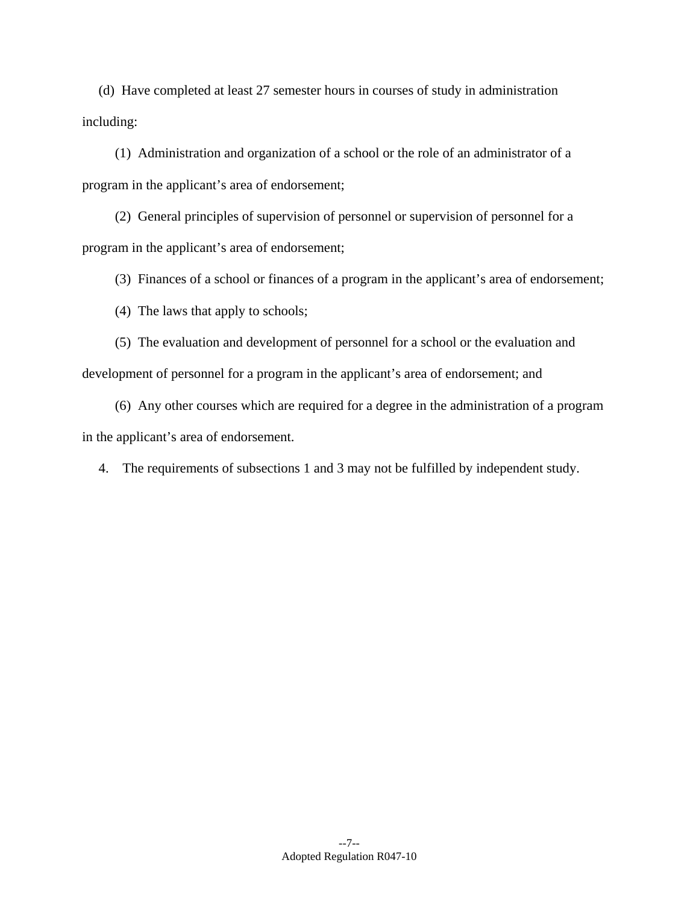(d) Have completed at least 27 semester hours in courses of study in administration including:

(1) Administration and organization of a school or the role of an administrator of a program in the applicant's area of endorsement;

(2) General principles of supervision of personnel or supervision of personnel for a program in the applicant's area of endorsement;

(3) Finances of a school or finances of a program in the applicant's area of endorsement;

(4) The laws that apply to schools;

(5) The evaluation and development of personnel for a school or the evaluation and development of personnel for a program in the applicant's area of endorsement; and

(6) Any other courses which are required for a degree in the administration of a program in the applicant's area of endorsement.

4. The requirements of subsections 1 and 3 may not be fulfilled by independent study.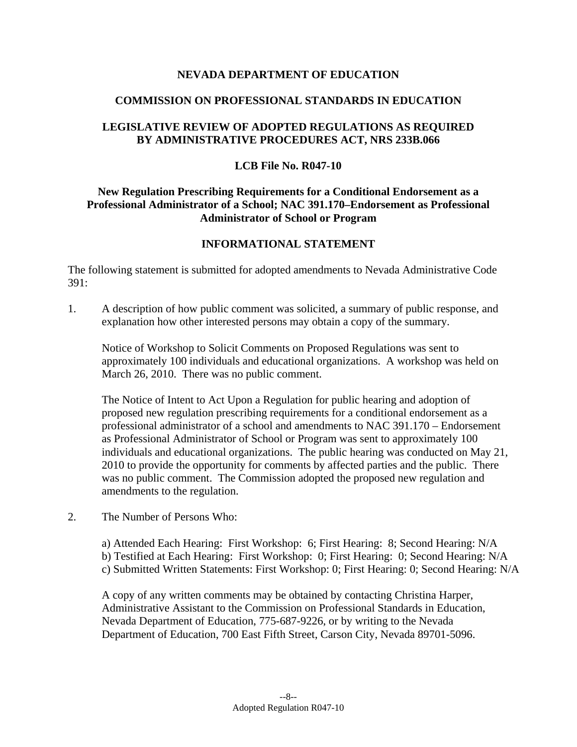**NEVADA DEPARTMENT OF EDUCATION**

**COMMISSION ON PROFESSIONAL STANDARDS IN EDUCATION**

**LEGISLATIVE REVIEW OF ADOPTED REGULATIONS AS REQUIRED BY ADMINISTRATIVE PROCEDURES ACT, NRS 233B.066**

**LCB File No. R047-10**

**New Regulation Prescribing Requirements for a Conditional Endorsement as a Professional Administrator of a School; NAC 391.170–Endorsement as Professional Administrator of School or Program**

**INFORMATIONAL STATEMENT**

The following statement is submitted for adopted amendments to Nevada Administrative Code 391:

1. A description of how public comment was solicited, a summary of public response, and explanation how other interested persons may obtain a copy of the summary.

   Notice of Workshop to Solicit Comments on Proposed Regulations was sent to approximately 100 individuals and educational organizations. A workshop was held on March 26, 2010. There was no public comment.

   The Notice of Intent to Act Upon a Regulation for public hearing and adoption of proposed new regulation prescribing requirements for a conditional endorsement as a professional administrator of a school and amendments to NAC 391.170 – Endorsement as Professional Administrator of School or Program was sent to approximately 100 individuals and educational organizations. The public hearing was conducted on May 21, 2010 to provide the opportunity for comments by affected parties and the public. There was no public comment. The Commission adopted the proposed new regulation and amendments to the regulation.

2. The Number of Persons Who:

   a) Attended Each Hearing: First Workshop: 6; First Hearing: 8; Second Hearing: N/A
   b) Testified at Each Hearing: First Workshop: 0; First Hearing: 0; Second Hearing: N/A
   c) Submitted Written Statements: First Workshop: 0; First Hearing: 0; Second Hearing: N/A

   A copy of any written comments may be obtained by contacting Christina Harper, Administrative Assistant to the Commission on Professional Standards in Education, Nevada Department of Education, 775-687-9226, or by writing to the Nevada Department of Education, 700 East Fifth Street, Carson City, Nevada 89701-5096.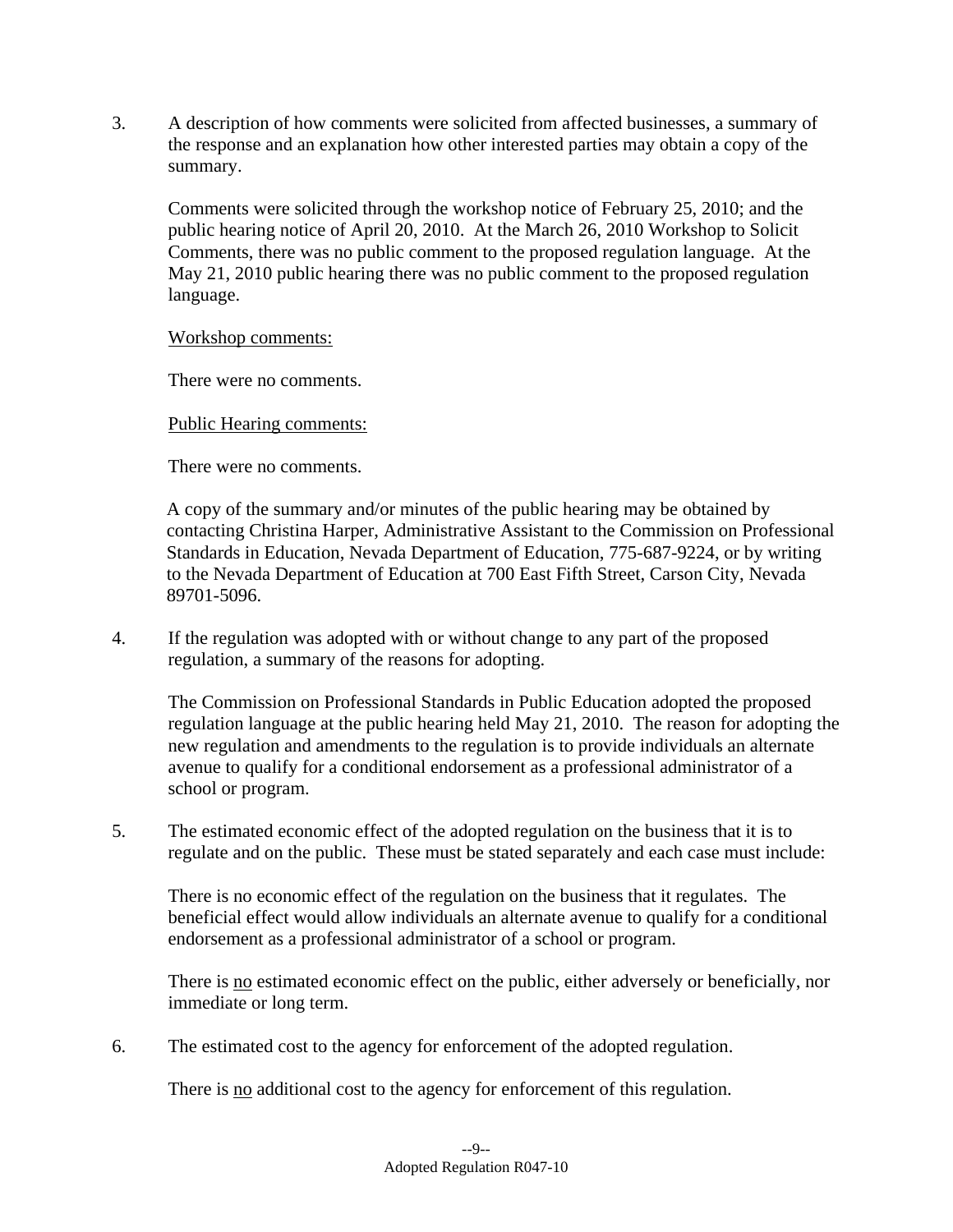3. A description of how comments were solicited from affected businesses, a summary of the response and an explanation how other interested parties may obtain a copy of the summary.

   Comments were solicited through the workshop notice of February 25, 2010; and the public hearing notice of April 20, 2010. At the March 26, 2010 Workshop to Solicit Comments, there was no public comment to the proposed regulation language. At the May 21, 2010 public hearing there was no public comment to the proposed regulation language.

   <u>Workshop comments:</u>

   There were no comments.

   <u>Public Hearing comments:</u>

   There were no comments.

   A copy of the summary and/or minutes of the public hearing may be obtained by contacting Christina Harper, Administrative Assistant to the Commission on Professional Standards in Education, Nevada Department of Education, 775-687-9224, or by writing to the Nevada Department of Education at 700 East Fifth Street, Carson City, Nevada 89701-5096.

4. If the regulation was adopted with or without change to any part of the proposed regulation, a summary of the reasons for adopting.

   The Commission on Professional Standards in Public Education adopted the proposed regulation language at the public hearing held May 21, 2010. The reason for adopting the new regulation and amendments to the regulation is to provide individuals an alternate avenue to qualify for a conditional endorsement as a professional administrator of a school or program.

5. The estimated economic effect of the adopted regulation on the business that it is to regulate and on the public. These must be stated separately and each case must include:

   There is no economic effect of the regulation on the business that it regulates. The beneficial effect would allow individuals an alternate avenue to qualify for a conditional endorsement as a professional administrator of a school or program.

   There is <u>no</u> estimated economic effect on the public, either adversely or beneficially, nor immediate or long term.

6. The estimated cost to the agency for enforcement of the adopted regulation.

   There is <u>no</u> additional cost to the agency for enforcement of this regulation.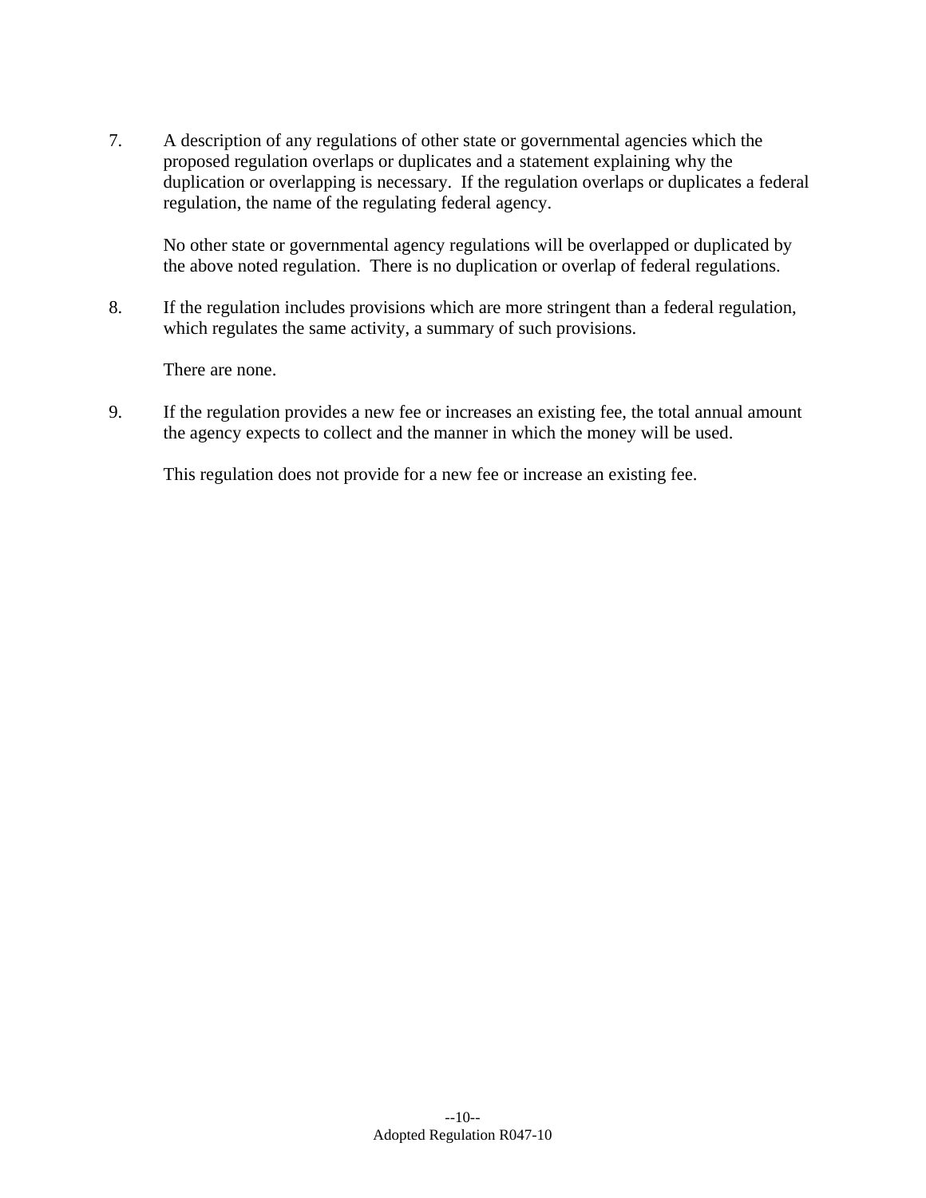7. A description of any regulations of other state or governmental agencies which the proposed regulation overlaps or duplicates and a statement explaining why the duplication or overlapping is necessary. If the regulation overlaps or duplicates a federal regulation, the name of the regulating federal agency.

   No other state or governmental agency regulations will be overlapped or duplicated by the above noted regulation. There is no duplication or overlap of federal regulations.

8. If the regulation includes provisions which are more stringent than a federal regulation, which regulates the same activity, a summary of such provisions.

   There are none.

9. If the regulation provides a new fee or increases an existing fee, the total annual amount the agency expects to collect and the manner in which the money will be used.

   This regulation does not provide for a new fee or increase an existing fee.